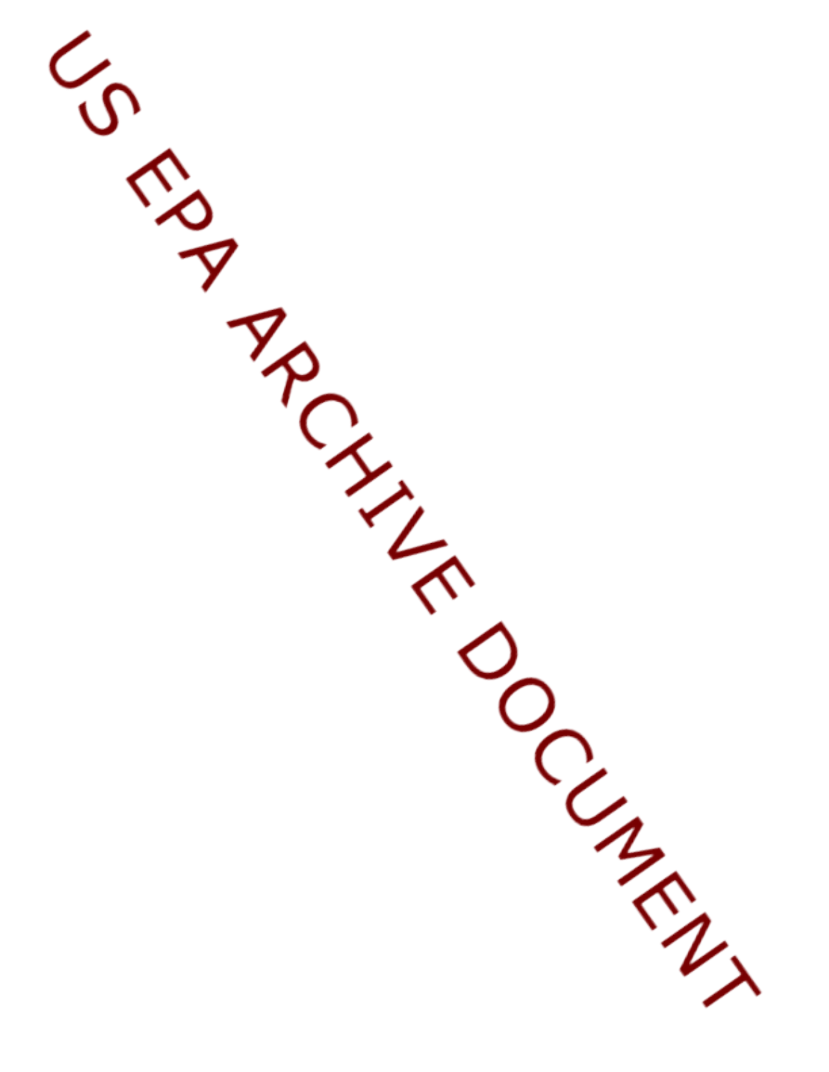US EPA ARCHIVE DOCUMENT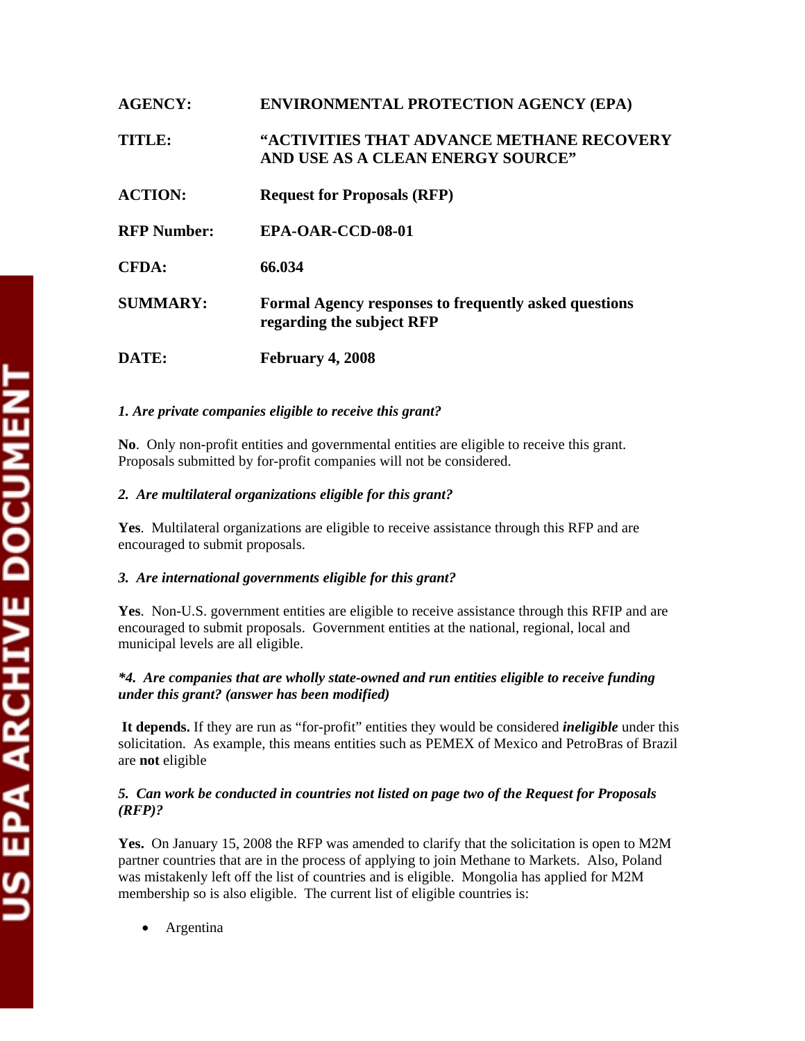**AGENCY:** ENVIRONMENTAL PROTECTION AGENCY (EPA)

**TITLE:** "ACTIVITIES THAT ADVANCE METHANE RECOVERY AND USE AS A CLEAN ENERGY SOURCE"

**ACTION:** Request for Proposals (RFP)

**RFP Number:** EPA-OAR-CCD-08-01

**CFDA:** 66.034

**SUMMARY:** Formal Agency responses to frequently asked questions regarding the subject RFP

**DATE:** February 4, 2008

***1. Are private companies eligible to receive this grant?***

**No**. Only non-profit entities and governmental entities are eligible to receive this grant. Proposals submitted by for-profit companies will not be considered.

***2. Are multilateral organizations eligible for this grant?***

**Yes**. Multilateral organizations are eligible to receive assistance through this RFP and are encouraged to submit proposals.

***3. Are international governments eligible for this grant?***

**Yes**. Non-U.S. government entities are eligible to receive assistance through this RFIP and are encouraged to submit proposals. Government entities at the national, regional, local and municipal levels are all eligible.

***\*4. Are companies that are wholly state-owned and run entities eligible to receive funding under this grant? (answer has been modified)***

**It depends.** If they are run as "for-profit" entities they would be considered ***ineligible*** under this solicitation. As example, this means entities such as PEMEX of Mexico and PetroBras of Brazil are **not** eligible

***5. Can work be conducted in countries not listed on page two of the Request for Proposals (RFP)?***

**Yes.** On January 15, 2008 the RFP was amended to clarify that the solicitation is open to M2M partner countries that are in the process of applying to join Methane to Markets. Also, Poland was mistakenly left off the list of countries and is eligible. Mongolia has applied for M2M membership so is also eligible. The current list of eligible countries is:

- Argentina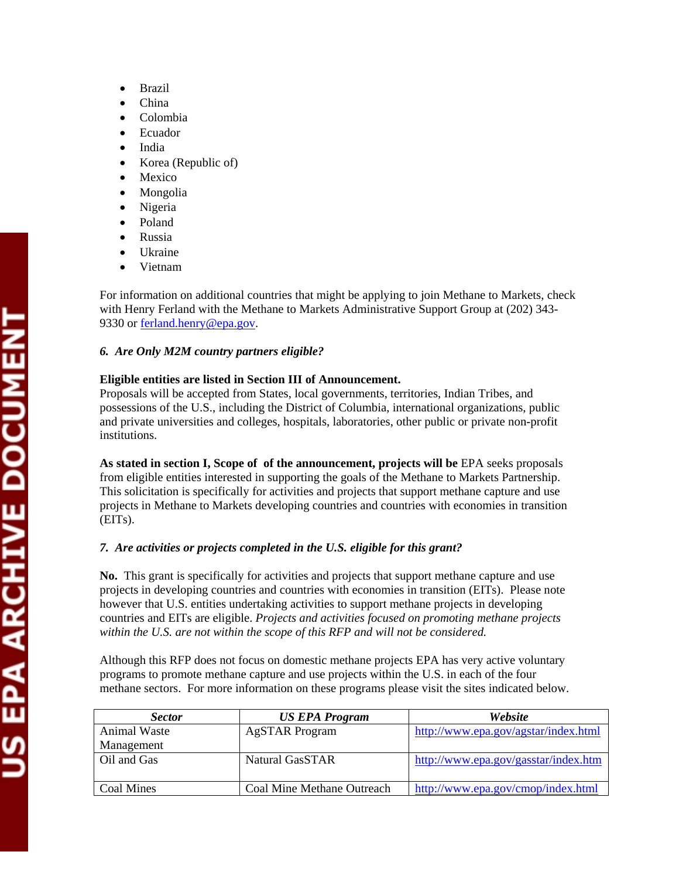- Brazil
- China
- Colombia
- Ecuador
- India
- Korea (Republic of)
- Mexico
- Mongolia
- Nigeria
- Poland
- Russia
- Ukraine
- Vietnam

For information on additional countries that might be applying to join Methane to Markets, check with Henry Ferland with the Methane to Markets Administrative Support Group at (202) 343-9330 or [ferland.henry@epa.gov](mailto:ferland.henry@epa.gov).

### *6. Are Only M2M country partners eligible?*

**Eligible entities are listed in Section III of Announcement.**
Proposals will be accepted from States, local governments, territories, Indian Tribes, and possessions of the U.S., including the District of Columbia, international organizations, public and private universities and colleges, hospitals, laboratories, other public or private non-profit institutions.

**As stated in section I, Scope of of the announcement, projects will be** EPA seeks proposals from eligible entities interested in supporting the goals of the Methane to Markets Partnership. This solicitation is specifically for activities and projects that support methane capture and use projects in Methane to Markets developing countries and countries with economies in transition (EITs).

### *7. Are activities or projects completed in the U.S. eligible for this grant?*

**No.** This grant is specifically for activities and projects that support methane capture and use projects in developing countries and countries with economies in transition (EITs). Please note however that U.S. entities undertaking activities to support methane projects in developing countries and EITs are eligible. *Projects and activities focused on promoting methane projects within the U.S. are not within the scope of this RFP and will not be considered.*

Although this RFP does not focus on domestic methane projects EPA has very active voluntary programs to promote methane capture and use projects within the U.S. in each of the four methane sectors. For more information on these programs please visit the sites indicated below.

| ***Sector*** | ***US EPA Program*** | ***Website*** |
| --- | --- | --- |
| Animal Waste Management | AgSTAR Program | http://www.epa.gov/agstar/index.html |
| Oil and Gas | Natural GasSTAR | http://www.epa.gov/gasstar/index.htm |
| Coal Mines | Coal Mine Methane Outreach | http://www.epa.gov/cmop/index.html |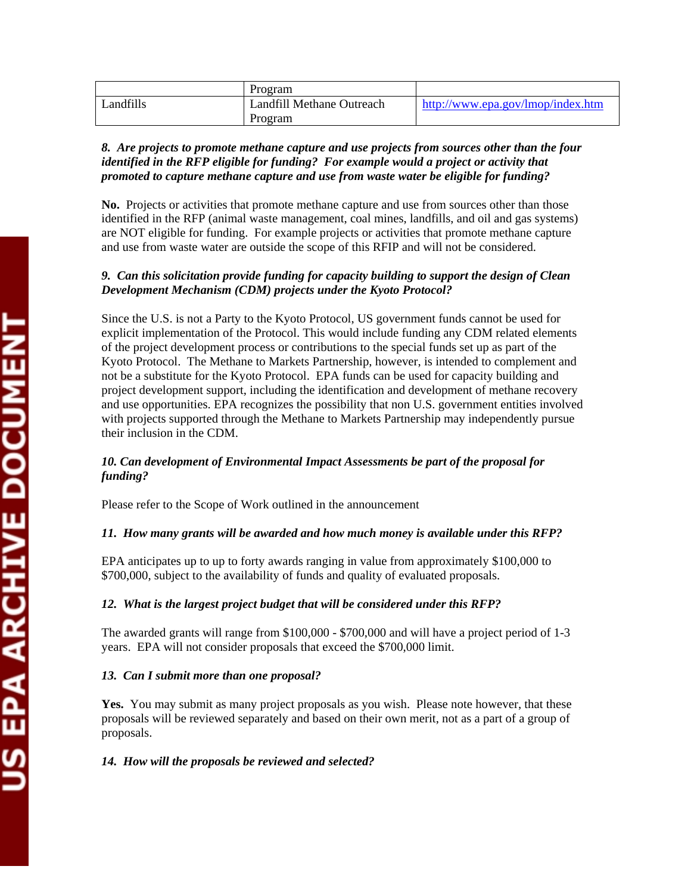| | | |
|---|---|---|
| | Program | |
| Landfills | Landfill Methane Outreach Program | http://www.epa.gov/lmop/index.htm |

***8. Are projects to promote methane capture and use projects from sources other than the four identified in the RFP eligible for funding? For example would a project or activity that promoted to capture methane capture and use from waste water be eligible for funding?***

**No.** Projects or activities that promote methane capture and use from sources other than those identified in the RFP (animal waste management, coal mines, landfills, and oil and gas systems) are NOT eligible for funding. For example projects or activities that promote methane capture and use from waste water are outside the scope of this RFIP and will not be considered.

***9. Can this solicitation provide funding for capacity building to support the design of Clean Development Mechanism (CDM) projects under the Kyoto Protocol?***

Since the U.S. is not a Party to the Kyoto Protocol, US government funds cannot be used for explicit implementation of the Protocol. This would include funding any CDM related elements of the project development process or contributions to the special funds set up as part of the Kyoto Protocol. The Methane to Markets Partnership, however, is intended to complement and not be a substitute for the Kyoto Protocol. EPA funds can be used for capacity building and project development support, including the identification and development of methane recovery and use opportunities. EPA recognizes the possibility that non U.S. government entities involved with projects supported through the Methane to Markets Partnership may independently pursue their inclusion in the CDM.

***10. Can development of Environmental Impact Assessments be part of the proposal for funding?***

Please refer to the Scope of Work outlined in the announcement

***11. How many grants will be awarded and how much money is available under this RFP?***

EPA anticipates up to up to forty awards ranging in value from approximately $100,000 to $700,000, subject to the availability of funds and quality of evaluated proposals.

***12. What is the largest project budget that will be considered under this RFP?***

The awarded grants will range from $100,000 - $700,000 and will have a project period of 1-3 years. EPA will not consider proposals that exceed the $700,000 limit.

***13. Can I submit more than one proposal?***

**Yes.** You may submit as many project proposals as you wish. Please note however, that these proposals will be reviewed separately and based on their own merit, not as a part of a group of proposals.

***14. How will the proposals be reviewed and selected?***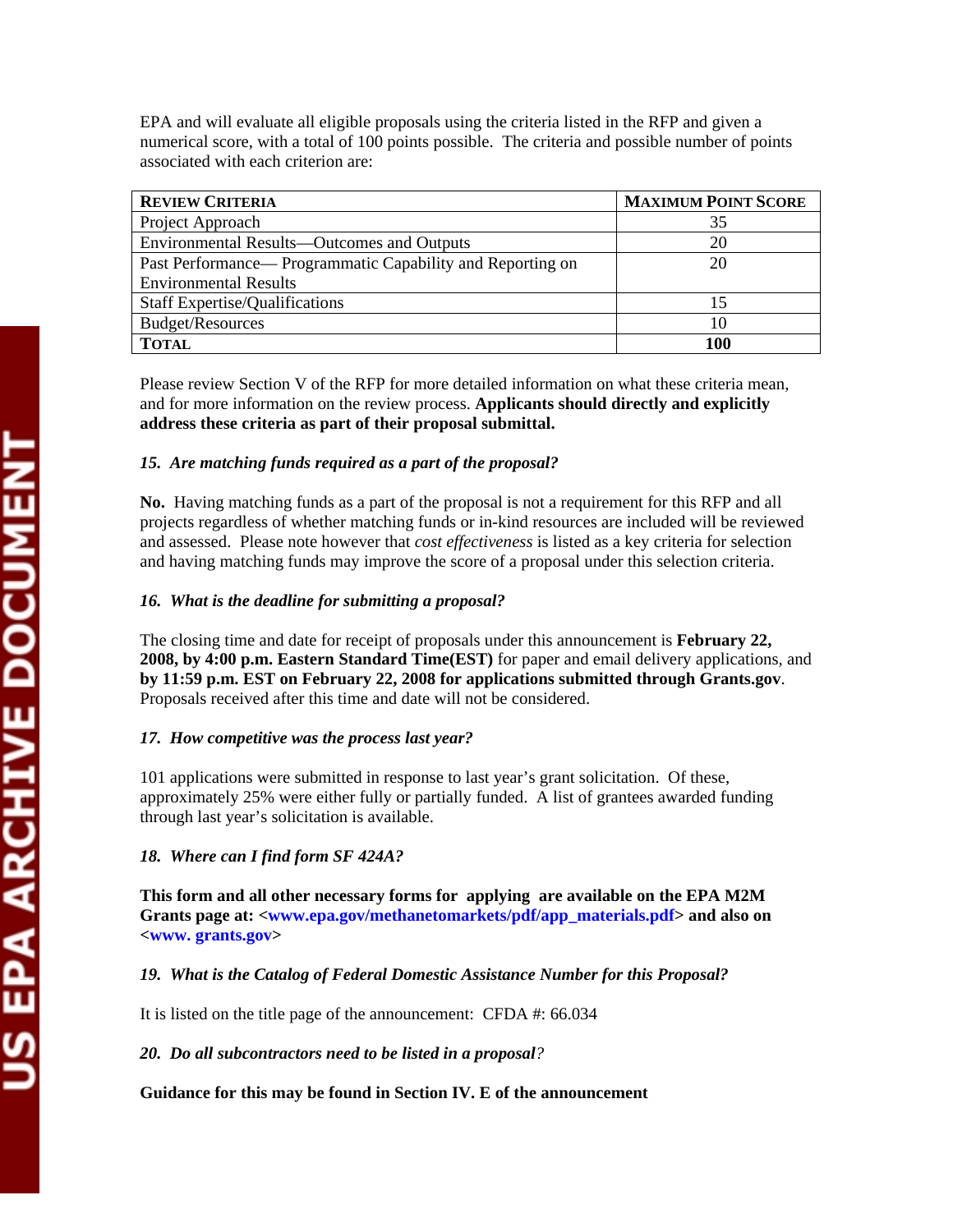EPA and will evaluate all eligible proposals using the criteria listed in the RFP and given a numerical score, with a total of 100 points possible. The criteria and possible number of points associated with each criterion are:

| **Review Criteria** | **Maximum Point Score** |
|---|---|
| Project Approach | 35 |
| Environmental Results—Outcomes and Outputs | 20 |
| Past Performance— Programmatic Capability and Reporting on Environmental Results | 20 |
| Staff Expertise/Qualifications | 15 |
| Budget/Resources | 10 |
| **Total** | **100** |

Please review Section V of the RFP for more detailed information on what these criteria mean, and for more information on the review process. **Applicants should directly and explicitly address these criteria as part of their proposal submittal.**

*15. Are matching funds required as a part of the proposal?*

**No.** Having matching funds as a part of the proposal is not a requirement for this RFP and all projects regardless of whether matching funds or in-kind resources are included will be reviewed and assessed. Please note however that *cost effectiveness* is listed as a key criteria for selection and having matching funds may improve the score of a proposal under this selection criteria.

*16. What is the deadline for submitting a proposal?*

The closing time and date for receipt of proposals under this announcement is **February 22, 2008, by 4:00 p.m. Eastern Standard Time(EST)** for paper and email delivery applications, and **by 11:59 p.m. EST on February 22, 2008 for applications submitted through Grants.gov**. Proposals received after this time and date will not be considered.

*17. How competitive was the process last year?*

101 applications were submitted in response to last year's grant solicitation. Of these, approximately 25% were either fully or partially funded. A list of grantees awarded funding through last year's solicitation is available.

*18. Where can I find form SF 424A?*

**This form and all other necessary forms for applying are available on the EPA M2M Grants page at: <www.epa.gov/methanetomarkets/pdf/app_materials.pdf> and also on <www. grants.gov>**

*19. What is the Catalog of Federal Domestic Assistance Number for this Proposal?*

It is listed on the title page of the announcement: CFDA #: 66.034

*20. Do all subcontractors need to be listed in a proposal?*

**Guidance for this may be found in Section IV. E of the announcement**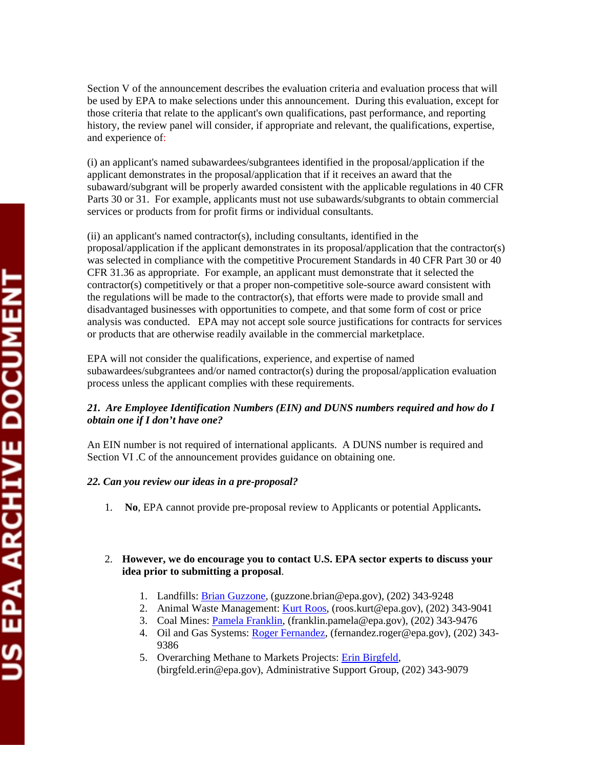Section V of the announcement describes the evaluation criteria and evaluation process that will be used by EPA to make selections under this announcement. During this evaluation, except for those criteria that relate to the applicant's own qualifications, past performance, and reporting history, the review panel will consider, if appropriate and relevant, the qualifications, expertise, and experience of:

(i) an applicant's named subawardees/subgrantees identified in the proposal/application if the applicant demonstrates in the proposal/application that if it receives an award that the subaward/subgrant will be properly awarded consistent with the applicable regulations in 40 CFR Parts 30 or 31. For example, applicants must not use subawards/subgrants to obtain commercial services or products from for profit firms or individual consultants.

(ii) an applicant's named contractor(s), including consultants, identified in the proposal/application if the applicant demonstrates in its proposal/application that the contractor(s) was selected in compliance with the competitive Procurement Standards in 40 CFR Part 30 or 40 CFR 31.36 as appropriate. For example, an applicant must demonstrate that it selected the contractor(s) competitively or that a proper non-competitive sole-source award consistent with the regulations will be made to the contractor(s), that efforts were made to provide small and disadvantaged businesses with opportunities to compete, and that some form of cost or price analysis was conducted. EPA may not accept sole source justifications for contracts for services or products that are otherwise readily available in the commercial marketplace.

EPA will not consider the qualifications, experience, and expertise of named subawardees/subgrantees and/or named contractor(s) during the proposal/application evaluation process unless the applicant complies with these requirements.

***21. Are Employee Identification Numbers (EIN) and DUNS numbers required and how do I obtain one if I don't have one?***

An EIN number is not required of international applicants. A DUNS number is required and Section VI .C of the announcement provides guidance on obtaining one.

***22. Can you review our ideas in a pre-proposal?***

1. **No**, EPA cannot provide pre-proposal review to Applicants or potential Applicants**.**

2. **However, we do encourage you to contact U.S. EPA sector experts to discuss your idea prior to submitting a proposal**.
    1. Landfills: Brian Guzzone, (guzzone.brian@epa.gov), (202) 343-9248
    2. Animal Waste Management: Kurt Roos, (roos.kurt@epa.gov), (202) 343-9041
    3. Coal Mines: Pamela Franklin, (franklin.pamela@epa.gov), (202) 343-9476
    4. Oil and Gas Systems: Roger Fernandez, (fernandez.roger@epa.gov), (202) 343-9386
    5. Overarching Methane to Markets Projects: Erin Birgfeld, (birgfeld.erin@epa.gov), Administrative Support Group, (202) 343-9079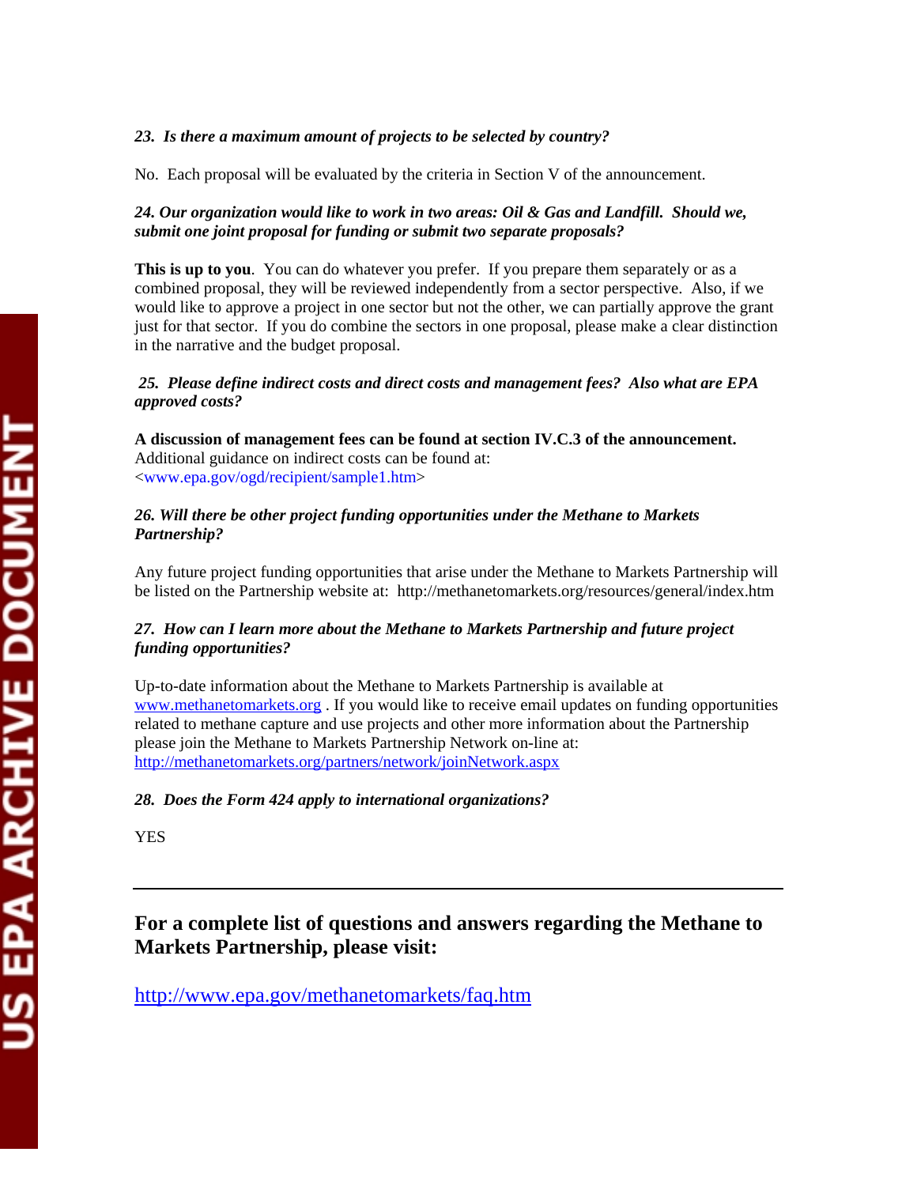***23. Is there a maximum amount of projects to be selected by country?***

No. Each proposal will be evaluated by the criteria in Section V of the announcement.

***24. Our organization would like to work in two areas: Oil & Gas and Landfill. Should we, submit one joint proposal for funding or submit two separate proposals?***

**This is up to you**. You can do whatever you prefer. If you prepare them separately or as a combined proposal, they will be reviewed independently from a sector perspective. Also, if we would like to approve a project in one sector but not the other, we can partially approve the grant just for that sector. If you do combine the sectors in one proposal, please make a clear distinction in the narrative and the budget proposal.

***25. Please define indirect costs and direct costs and management fees? Also what are EPA approved costs?***

**A discussion of management fees can be found at section IV.C.3 of the announcement.** Additional guidance on indirect costs can be found at: <www.epa.gov/ogd/recipient/sample1.htm>

***26. Will there be other project funding opportunities under the Methane to Markets Partnership?***

Any future project funding opportunities that arise under the Methane to Markets Partnership will be listed on the Partnership website at: http://methanetomarkets.org/resources/general/index.htm

***27. How can I learn more about the Methane to Markets Partnership and future project funding opportunities?***

Up-to-date information about the Methane to Markets Partnership is available at www.methanetomarkets.org . If you would like to receive email updates on funding opportunities related to methane capture and use projects and other more information about the Partnership please join the Methane to Markets Partnership Network on-line at: http://methanetomarkets.org/partners/network/joinNetwork.aspx

***28. Does the Form 424 apply to international organizations?***

YES

---

## For a complete list of questions and answers regarding the Methane to Markets Partnership, please visit:

http://www.epa.gov/methanetomarkets/faq.htm